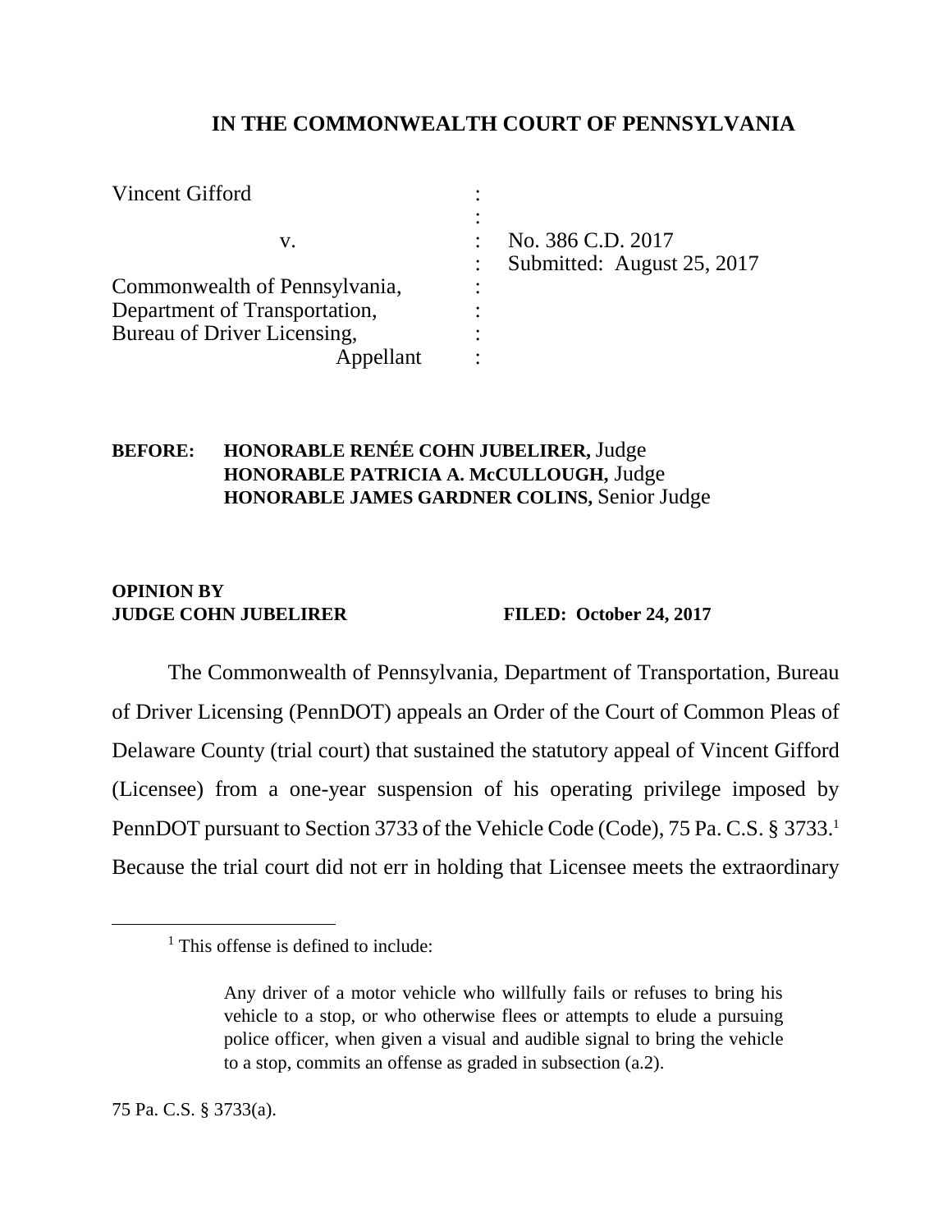## IN THE COMMONWEALTH COURT OF PENNSYLVANIA

| | | |
|---|---|---|
| Vincent Gifford | : | |
| | : | |
| v. | : | No. 386 C.D. 2017 |
| | : | Submitted: August 25, 2017 |
| Commonwealth of Pennsylvania, | : | |
| Department of Transportation, | : | |
| Bureau of Driver Licensing, | : | |
| Appellant | : | |

**BEFORE:** **HONORABLE RENÉE COHN JUBELIRER,** Judge
**HONORABLE PATRICIA A. McCULLOUGH,** Judge
**HONORABLE JAMES GARDNER COLINS,** Senior Judge

**OPINION BY**
**JUDGE COHN JUBELIRER** **FILED: October 24, 2017**

The Commonwealth of Pennsylvania, Department of Transportation, Bureau of Driver Licensing (PennDOT) appeals an Order of the Court of Common Pleas of Delaware County (trial court) that sustained the statutory appeal of Vincent Gifford (Licensee) from a one-year suspension of his operating privilege imposed by PennDOT pursuant to Section 3733 of the Vehicle Code (Code), 75 Pa. C.S. § 3733.[1] Because the trial court did not err in holding that Licensee meets the extraordinary

---

[1] This offense is defined to include:

> Any driver of a motor vehicle who willfully fails or refuses to bring his vehicle to a stop, or who otherwise flees or attempts to elude a pursuing police officer, when given a visual and audible signal to bring the vehicle to a stop, commits an offense as graded in subsection (a.2).

75 Pa. C.S. § 3733(a).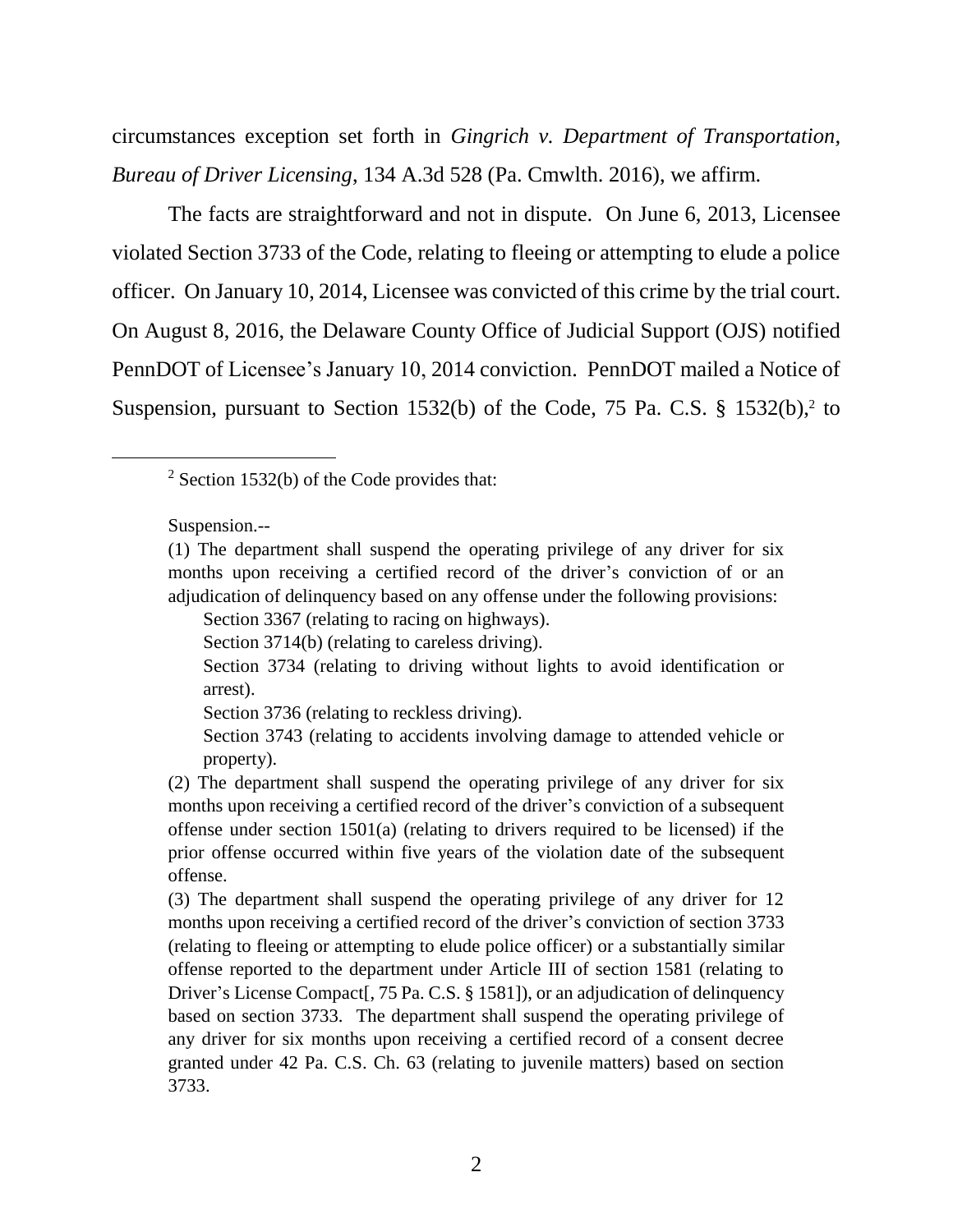circumstances exception set forth in *Gingrich v. Department of Transportation, Bureau of Driver Licensing*, 134 A.3d 528 (Pa. Cmwlth. 2016), we affirm.

The facts are straightforward and not in dispute. On June 6, 2013, Licensee violated Section 3733 of the Code, relating to fleeing or attempting to elude a police officer. On January 10, 2014, Licensee was convicted of this crime by the trial court. On August 8, 2016, the Delaware County Office of Judicial Support (OJS) notified PennDOT of Licensee's January 10, 2014 conviction. PennDOT mailed a Notice of Suspension, pursuant to Section 1532(b) of the Code, 75 Pa. C.S. § 1532(b),[2] to

---

[2] Section 1532(b) of the Code provides that:

Suspension.--

(1) The department shall suspend the operating privilege of any driver for six months upon receiving a certified record of the driver's conviction of or an adjudication of delinquency based on any offense under the following provisions:

> Section 3367 (relating to racing on highways).
>
> Section 3714(b) (relating to careless driving).
>
> Section 3734 (relating to driving without lights to avoid identification or arrest).
>
> Section 3736 (relating to reckless driving).
>
> Section 3743 (relating to accidents involving damage to attended vehicle or property).

(2) The department shall suspend the operating privilege of any driver for six months upon receiving a certified record of the driver's conviction of a subsequent offense under section 1501(a) (relating to drivers required to be licensed) if the prior offense occurred within five years of the violation date of the subsequent offense.

(3) The department shall suspend the operating privilege of any driver for 12 months upon receiving a certified record of the driver's conviction of section 3733 (relating to fleeing or attempting to elude police officer) or a substantially similar offense reported to the department under Article III of section 1581 (relating to Driver's License Compact[, 75 Pa. C.S. § 1581]), or an adjudication of delinquency based on section 3733. The department shall suspend the operating privilege of any driver for six months upon receiving a certified record of a consent decree granted under 42 Pa. C.S. Ch. 63 (relating to juvenile matters) based on section 3733.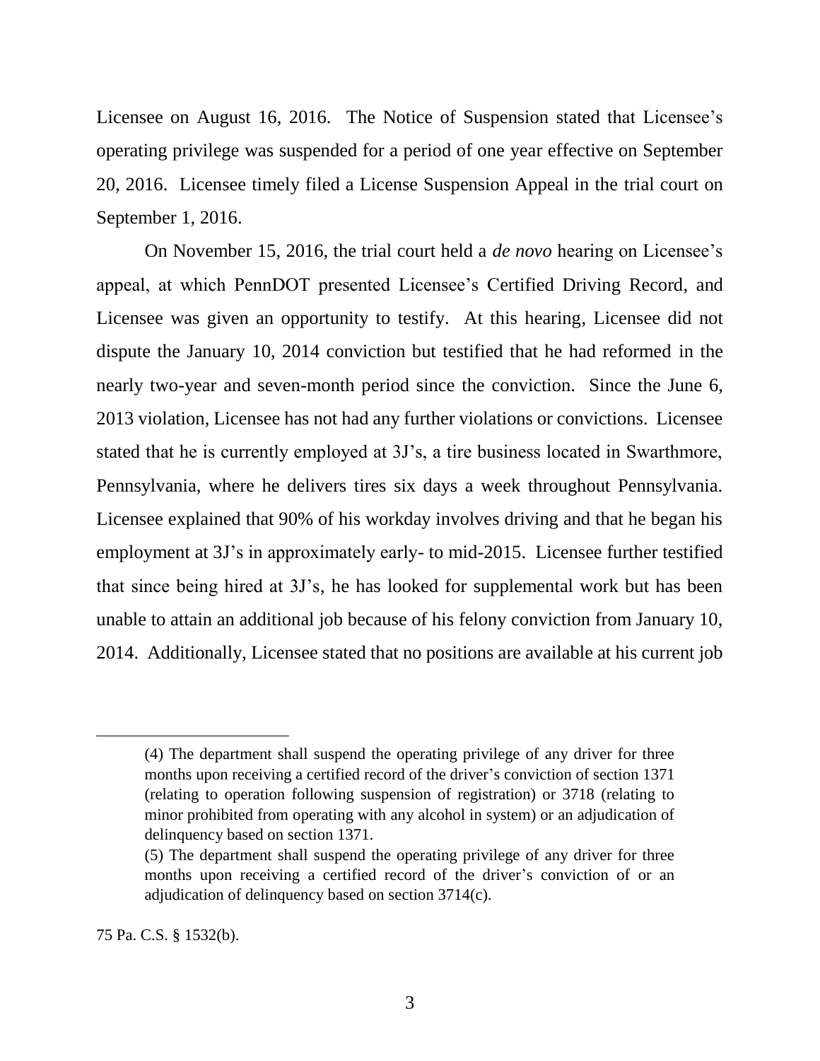Licensee on August 16, 2016. The Notice of Suspension stated that Licensee's operating privilege was suspended for a period of one year effective on September 20, 2016. Licensee timely filed a License Suspension Appeal in the trial court on September 1, 2016.

On November 15, 2016, the trial court held a *de novo* hearing on Licensee's appeal, at which PennDOT presented Licensee's Certified Driving Record, and Licensee was given an opportunity to testify. At this hearing, Licensee did not dispute the January 10, 2014 conviction but testified that he had reformed in the nearly two-year and seven-month period since the conviction. Since the June 6, 2013 violation, Licensee has not had any further violations or convictions. Licensee stated that he is currently employed at 3J's, a tire business located in Swarthmore, Pennsylvania, where he delivers tires six days a week throughout Pennsylvania. Licensee explained that 90% of his workday involves driving and that he began his employment at 3J's in approximately early- to mid-2015. Licensee further testified that since being hired at 3J's, he has looked for supplemental work but has been unable to attain an additional job because of his felony conviction from January 10, 2014. Additionally, Licensee stated that no positions are available at his current job

---

> (4) The department shall suspend the operating privilege of any driver for three months upon receiving a certified record of the driver's conviction of section 1371 (relating to operation following suspension of registration) or 3718 (relating to minor prohibited from operating with any alcohol in system) or an adjudication of delinquency based on section 1371.
>
> (5) The department shall suspend the operating privilege of any driver for three months upon receiving a certified record of the driver's conviction of or an adjudication of delinquency based on section 3714(c).

75 Pa. C.S. § 1532(b).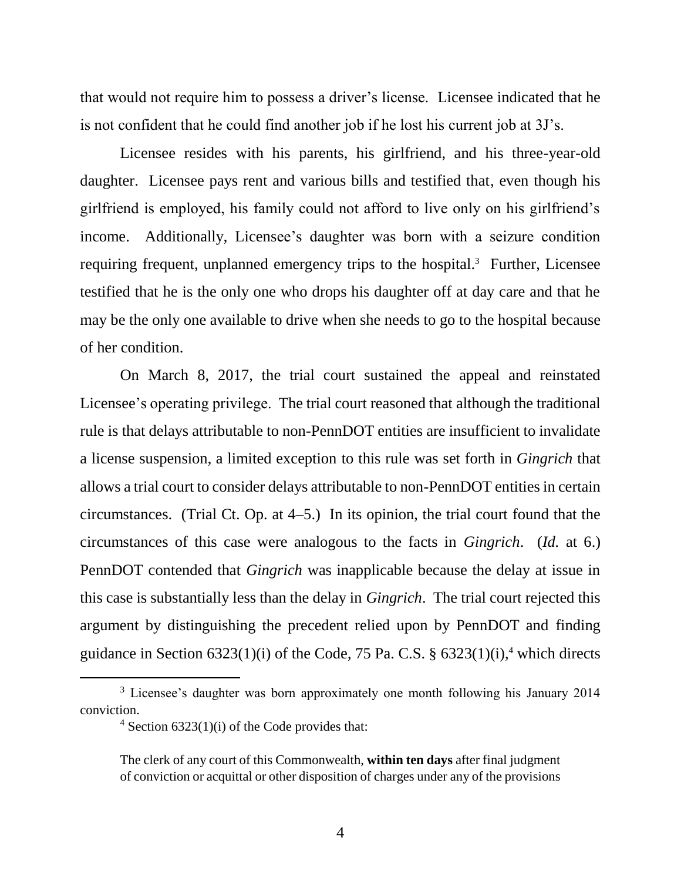that would not require him to possess a driver's license. Licensee indicated that he is not confident that he could find another job if he lost his current job at 3J's.

Licensee resides with his parents, his girlfriend, and his three-year-old daughter. Licensee pays rent and various bills and testified that, even though his girlfriend is employed, his family could not afford to live only on his girlfriend's income. Additionally, Licensee's daughter was born with a seizure condition requiring frequent, unplanned emergency trips to the hospital.[3] Further, Licensee testified that he is the only one who drops his daughter off at day care and that he may be the only one available to drive when she needs to go to the hospital because of her condition.

On March 8, 2017, the trial court sustained the appeal and reinstated Licensee's operating privilege. The trial court reasoned that although the traditional rule is that delays attributable to non-PennDOT entities are insufficient to invalidate a license suspension, a limited exception to this rule was set forth in *Gingrich* that allows a trial court to consider delays attributable to non-PennDOT entities in certain circumstances. (Trial Ct. Op. at 4–5.) In its opinion, the trial court found that the circumstances of this case were analogous to the facts in *Gingrich*. (*Id.* at 6.) PennDOT contended that *Gingrich* was inapplicable because the delay at issue in this case is substantially less than the delay in *Gingrich*. The trial court rejected this argument by distinguishing the precedent relied upon by PennDOT and finding guidance in Section 6323(1)(i) of the Code, 75 Pa. C.S. § 6323(1)(i),[4] which directs

---

[3] Licensee's daughter was born approximately one month following his January 2014 conviction.

[4] Section 6323(1)(i) of the Code provides that:

> The clerk of any court of this Commonwealth, **within ten days** after final judgment of conviction or acquittal or other disposition of charges under any of the provisions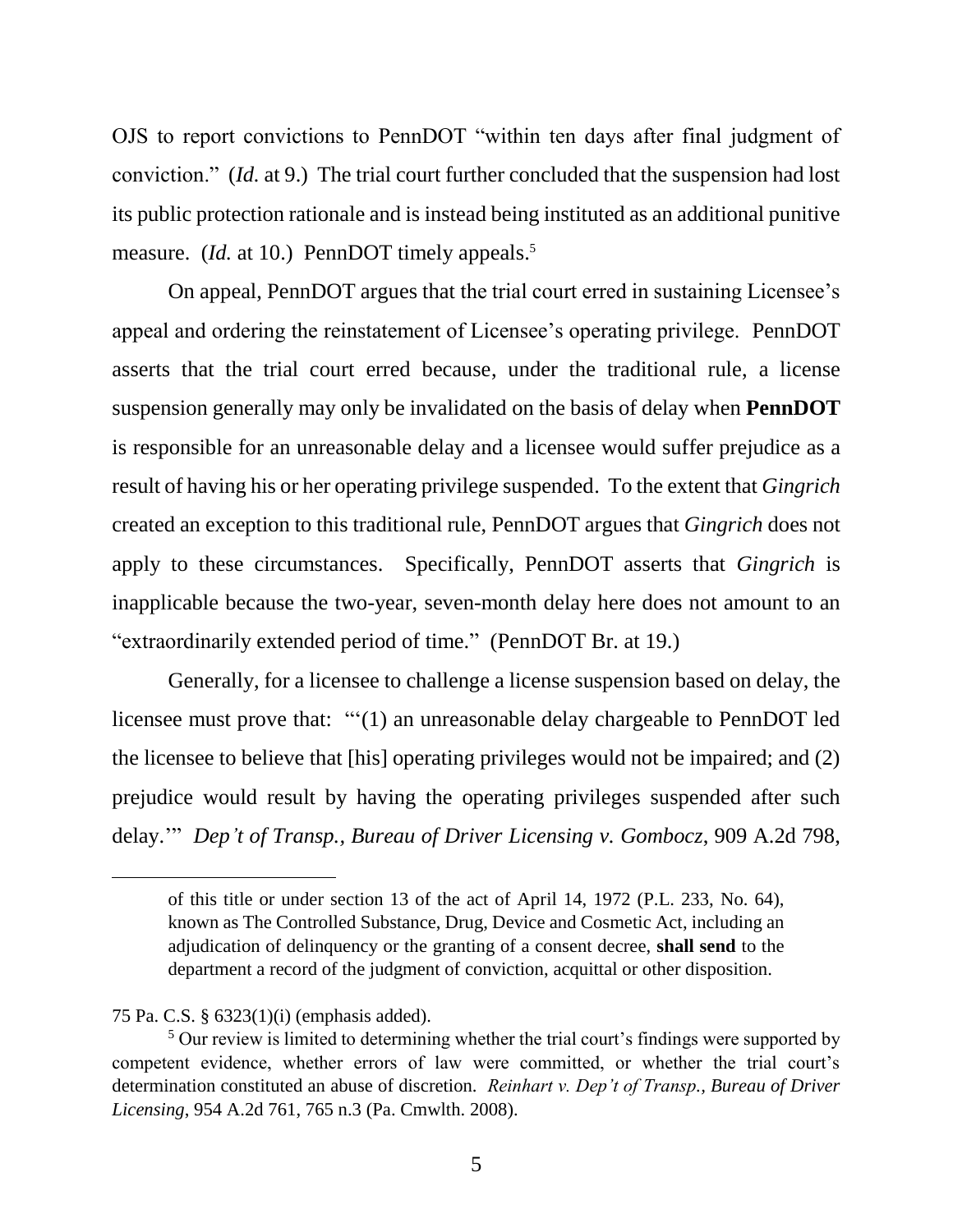OJS to report convictions to PennDOT "within ten days after final judgment of conviction." (*Id.* at 9.) The trial court further concluded that the suspension had lost its public protection rationale and is instead being instituted as an additional punitive measure. (*Id.* at 10.) PennDOT timely appeals.[5]

On appeal, PennDOT argues that the trial court erred in sustaining Licensee's appeal and ordering the reinstatement of Licensee's operating privilege. PennDOT asserts that the trial court erred because, under the traditional rule, a license suspension generally may only be invalidated on the basis of delay when **PennDOT** is responsible for an unreasonable delay and a licensee would suffer prejudice as a result of having his or her operating privilege suspended. To the extent that *Gingrich* created an exception to this traditional rule, PennDOT argues that *Gingrich* does not apply to these circumstances. Specifically, PennDOT asserts that *Gingrich* is inapplicable because the two-year, seven-month delay here does not amount to an "extraordinarily extended period of time." (PennDOT Br. at 19.)

Generally, for a licensee to challenge a license suspension based on delay, the licensee must prove that: "'(1) an unreasonable delay chargeable to PennDOT led the licensee to believe that [his] operating privileges would not be impaired; and (2) prejudice would result by having the operating privileges suspended after such delay.'" *Dep't of Transp., Bureau of Driver Licensing v. Gombocz*, 909 A.2d 798,

---

> of this title or under section 13 of the act of April 14, 1972 (P.L. 233, No. 64), known as The Controlled Substance, Drug, Device and Cosmetic Act, including an adjudication of delinquency or the granting of a consent decree, **shall send** to the department a record of the judgment of conviction, acquittal or other disposition.

75 Pa. C.S. § 6323(1)(i) (emphasis added).

[5] Our review is limited to determining whether the trial court's findings were supported by competent evidence, whether errors of law were committed, or whether the trial court's determination constituted an abuse of discretion. *Reinhart v. Dep't of Transp., Bureau of Driver Licensing*, 954 A.2d 761, 765 n.3 (Pa. Cmwlth. 2008).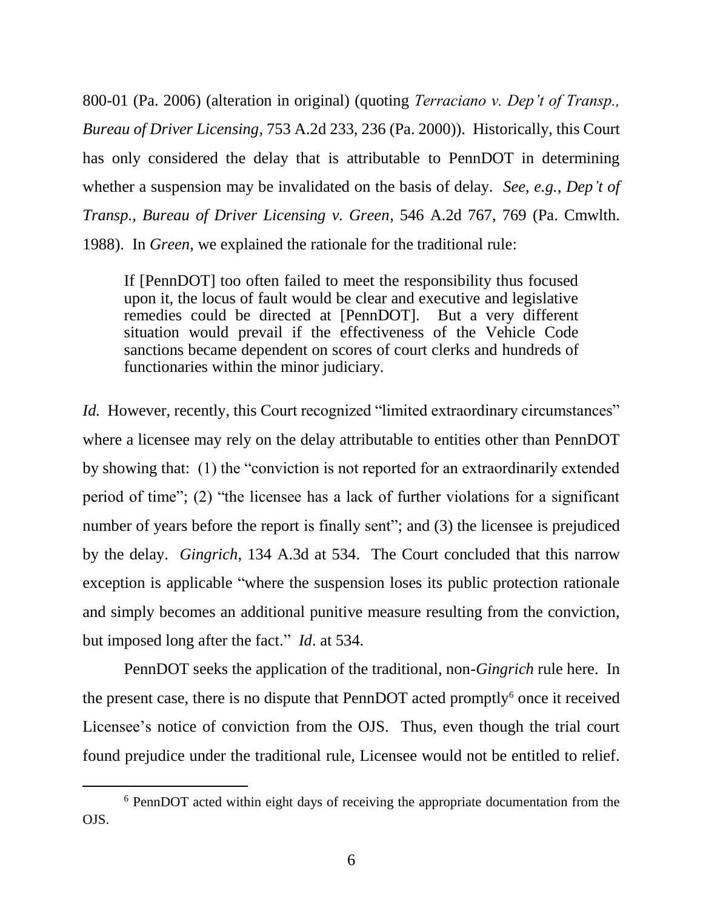800-01 (Pa. 2006) (alteration in original) (quoting *Terraciano v. Dep't of Transp., Bureau of Driver Licensing*, 753 A.2d 233, 236 (Pa. 2000)). Historically, this Court has only considered the delay that is attributable to PennDOT in determining whether a suspension may be invalidated on the basis of delay. *See, e.g.*, *Dep't of Transp., Bureau of Driver Licensing v. Green*, 546 A.2d 767, 769 (Pa. Cmwlth. 1988). In *Green*, we explained the rationale for the traditional rule:

> If [PennDOT] too often failed to meet the responsibility thus focused upon it, the locus of fault would be clear and executive and legislative remedies could be directed at [PennDOT]. But a very different situation would prevail if the effectiveness of the Vehicle Code sanctions became dependent on scores of court clerks and hundreds of functionaries within the minor judiciary.

*Id.* However, recently, this Court recognized "limited extraordinary circumstances" where a licensee may rely on the delay attributable to entities other than PennDOT by showing that: (1) the "conviction is not reported for an extraordinarily extended period of time"; (2) "the licensee has a lack of further violations for a significant number of years before the report is finally sent"; and (3) the licensee is prejudiced by the delay. *Gingrich*, 134 A.3d at 534. The Court concluded that this narrow exception is applicable "where the suspension loses its public protection rationale and simply becomes an additional punitive measure resulting from the conviction, but imposed long after the fact." *Id*. at 534.

PennDOT seeks the application of the traditional, non-*Gingrich* rule here. In the present case, there is no dispute that PennDOT acted promptly[6] once it received Licensee's notice of conviction from the OJS. Thus, even though the trial court found prejudice under the traditional rule, Licensee would not be entitled to relief.

[6] PennDOT acted within eight days of receiving the appropriate documentation from the OJS.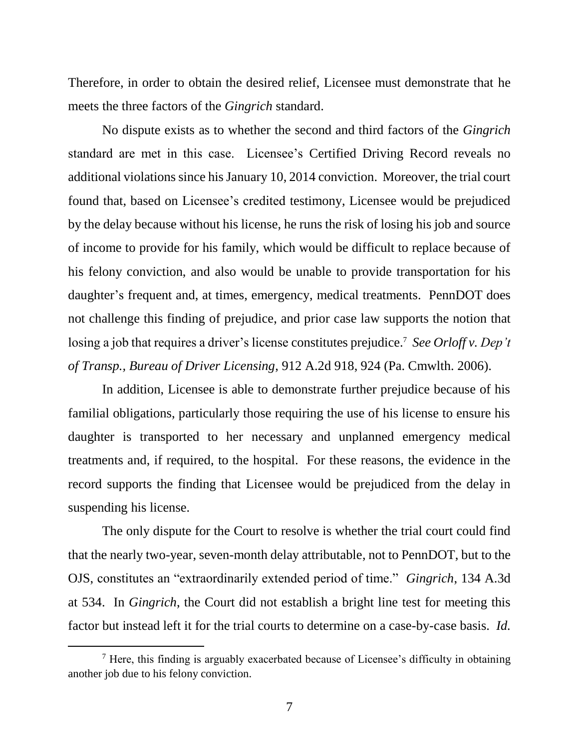Therefore, in order to obtain the desired relief, Licensee must demonstrate that he meets the three factors of the *Gingrich* standard.

No dispute exists as to whether the second and third factors of the *Gingrich* standard are met in this case. Licensee's Certified Driving Record reveals no additional violations since his January 10, 2014 conviction. Moreover, the trial court found that, based on Licensee's credited testimony, Licensee would be prejudiced by the delay because without his license, he runs the risk of losing his job and source of income to provide for his family, which would be difficult to replace because of his felony conviction, and also would be unable to provide transportation for his daughter's frequent and, at times, emergency, medical treatments. PennDOT does not challenge this finding of prejudice, and prior case law supports the notion that losing a job that requires a driver's license constitutes prejudice.[7] *See Orloff v. Dep't of Transp., Bureau of Driver Licensing*, 912 A.2d 918, 924 (Pa. Cmwlth. 2006).

In addition, Licensee is able to demonstrate further prejudice because of his familial obligations, particularly those requiring the use of his license to ensure his daughter is transported to her necessary and unplanned emergency medical treatments and, if required, to the hospital. For these reasons, the evidence in the record supports the finding that Licensee would be prejudiced from the delay in suspending his license.

The only dispute for the Court to resolve is whether the trial court could find that the nearly two-year, seven-month delay attributable, not to PennDOT, but to the OJS, constitutes an "extraordinarily extended period of time." *Gingrich*, 134 A.3d at 534. In *Gingrich*, the Court did not establish a bright line test for meeting this factor but instead left it for the trial courts to determine on a case-by-case basis. *Id.*

[7] Here, this finding is arguably exacerbated because of Licensee's difficulty in obtaining another job due to his felony conviction.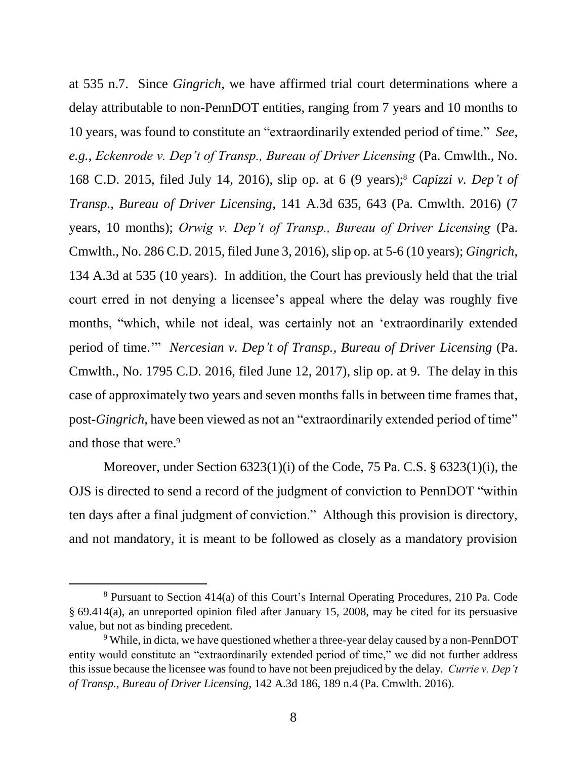at 535 n.7. Since *Gingrich*, we have affirmed trial court determinations where a delay attributable to non-PennDOT entities, ranging from 7 years and 10 months to 10 years, was found to constitute an "extraordinarily extended period of time." *See, e.g.*, *Eckenrode v. Dep't of Transp., Bureau of Driver Licensing* (Pa. Cmwlth., No. 168 C.D. 2015, filed July 14, 2016), slip op. at 6 (9 years);[8] *Capizzi v. Dep't of Transp., Bureau of Driver Licensing*, 141 A.3d 635, 643 (Pa. Cmwlth. 2016) (7 years, 10 months); *Orwig v. Dep't of Transp., Bureau of Driver Licensing* (Pa. Cmwlth., No. 286 C.D. 2015, filed June 3, 2016), slip op. at 5-6 (10 years); *Gingrich*, 134 A.3d at 535 (10 years). In addition, the Court has previously held that the trial court erred in not denying a licensee's appeal where the delay was roughly five months, "which, while not ideal, was certainly not an 'extraordinarily extended period of time.'" *Nercesian v. Dep't of Transp., Bureau of Driver Licensing* (Pa. Cmwlth., No. 1795 C.D. 2016, filed June 12, 2017), slip op. at 9. The delay in this case of approximately two years and seven months falls in between time frames that, post-*Gingrich*, have been viewed as not an "extraordinarily extended period of time" and those that were.[9]

Moreover, under Section 6323(1)(i) of the Code, 75 Pa. C.S. § 6323(1)(i), the OJS is directed to send a record of the judgment of conviction to PennDOT "within ten days after a final judgment of conviction." Although this provision is directory, and not mandatory, it is meant to be followed as closely as a mandatory provision

---

[8] Pursuant to Section 414(a) of this Court's Internal Operating Procedures, 210 Pa. Code § 69.414(a), an unreported opinion filed after January 15, 2008, may be cited for its persuasive value, but not as binding precedent.

[9] While, in dicta, we have questioned whether a three-year delay caused by a non-PennDOT entity would constitute an "extraordinarily extended period of time," we did not further address this issue because the licensee was found to have not been prejudiced by the delay. *Currie v. Dep't of Transp., Bureau of Driver Licensing*, 142 A.3d 186, 189 n.4 (Pa. Cmwlth. 2016).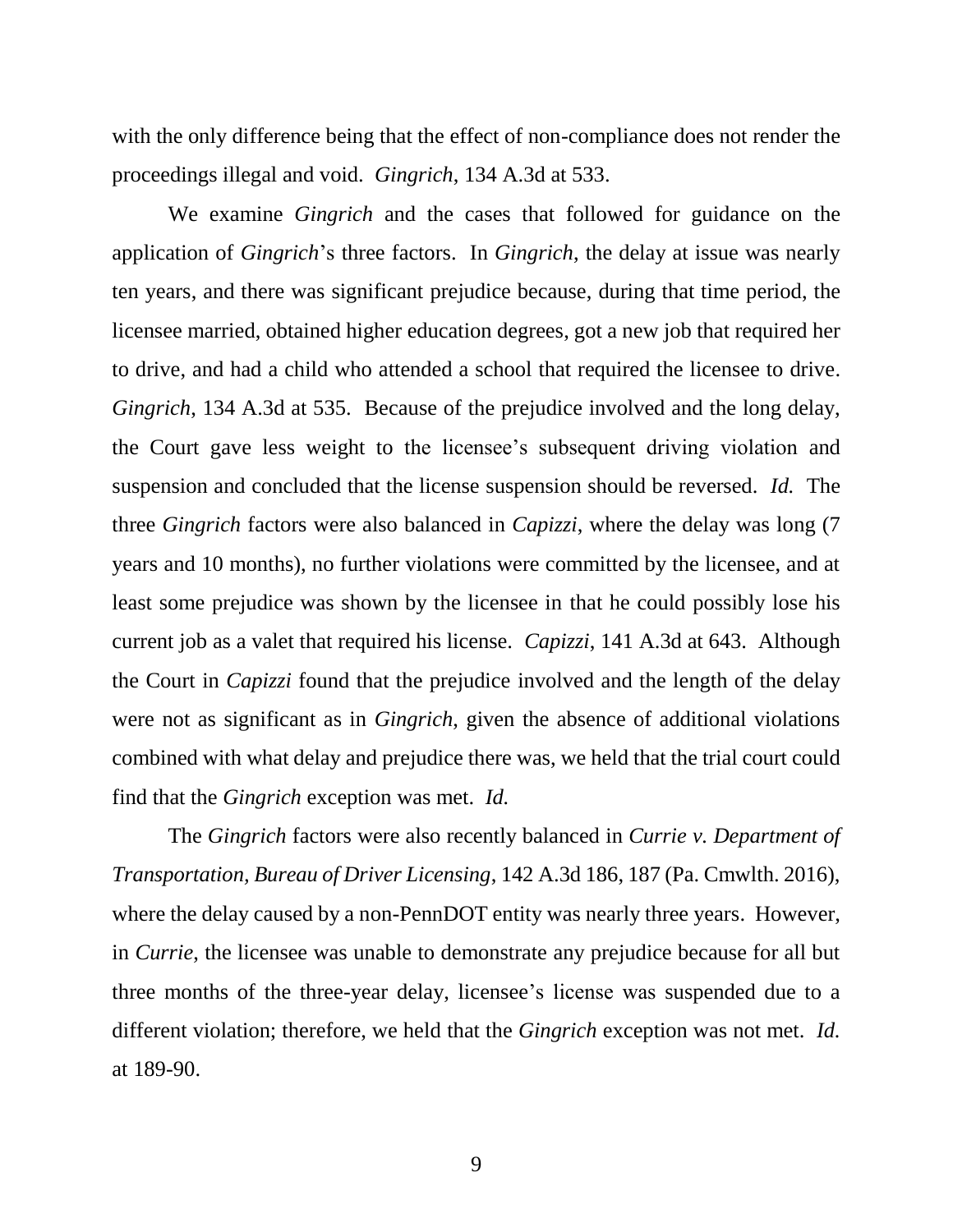with the only difference being that the effect of non-compliance does not render the proceedings illegal and void. *Gingrich*, 134 A.3d at 533.

We examine *Gingrich* and the cases that followed for guidance on the application of *Gingrich*'s three factors. In *Gingrich*, the delay at issue was nearly ten years, and there was significant prejudice because, during that time period, the licensee married, obtained higher education degrees, got a new job that required her to drive, and had a child who attended a school that required the licensee to drive. *Gingrich*, 134 A.3d at 535. Because of the prejudice involved and the long delay, the Court gave less weight to the licensee's subsequent driving violation and suspension and concluded that the license suspension should be reversed. *Id.* The three *Gingrich* factors were also balanced in *Capizzi*, where the delay was long (7 years and 10 months), no further violations were committed by the licensee, and at least some prejudice was shown by the licensee in that he could possibly lose his current job as a valet that required his license. *Capizzi*, 141 A.3d at 643. Although the Court in *Capizzi* found that the prejudice involved and the length of the delay were not as significant as in *Gingrich*, given the absence of additional violations combined with what delay and prejudice there was, we held that the trial court could find that the *Gingrich* exception was met. *Id.*

The *Gingrich* factors were also recently balanced in *Currie v. Department of Transportation, Bureau of Driver Licensing*, 142 A.3d 186, 187 (Pa. Cmwlth. 2016), where the delay caused by a non-PennDOT entity was nearly three years. However, in *Currie*, the licensee was unable to demonstrate any prejudice because for all but three months of the three-year delay, licensee's license was suspended due to a different violation; therefore, we held that the *Gingrich* exception was not met. *Id.* at 189-90.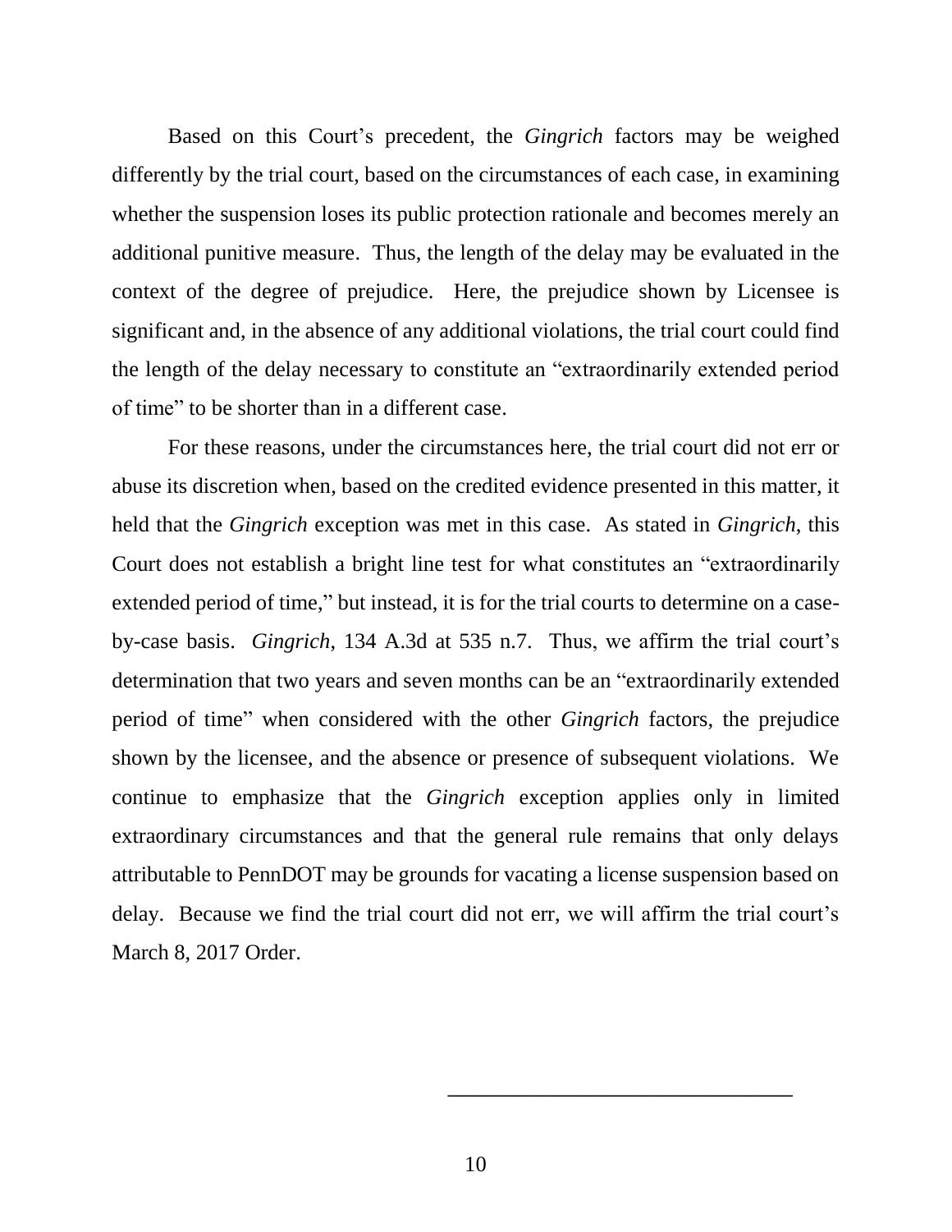Based on this Court's precedent, the *Gingrich* factors may be weighed differently by the trial court, based on the circumstances of each case, in examining whether the suspension loses its public protection rationale and becomes merely an additional punitive measure. Thus, the length of the delay may be evaluated in the context of the degree of prejudice. Here, the prejudice shown by Licensee is significant and, in the absence of any additional violations, the trial court could find the length of the delay necessary to constitute an "extraordinarily extended period of time" to be shorter than in a different case.

For these reasons, under the circumstances here, the trial court did not err or abuse its discretion when, based on the credited evidence presented in this matter, it held that the *Gingrich* exception was met in this case. As stated in *Gingrich*, this Court does not establish a bright line test for what constitutes an "extraordinarily extended period of time," but instead, it is for the trial courts to determine on a case-by-case basis. *Gingrich*, 134 A.3d at 535 n.7. Thus, we affirm the trial court's determination that two years and seven months can be an "extraordinarily extended period of time" when considered with the other *Gingrich* factors, the prejudice shown by the licensee, and the absence or presence of subsequent violations. We continue to emphasize that the *Gingrich* exception applies only in limited extraordinary circumstances and that the general rule remains that only delays attributable to PennDOT may be grounds for vacating a license suspension based on delay. Because we find the trial court did not err, we will affirm the trial court's March 8, 2017 Order.

\_\_\_\_\_\_\_\_\_\_\_\_\_\_\_\_\_\_\_\_\_\_\_\_\_\_\_\_\_\_\_\_\_\_\_\_\_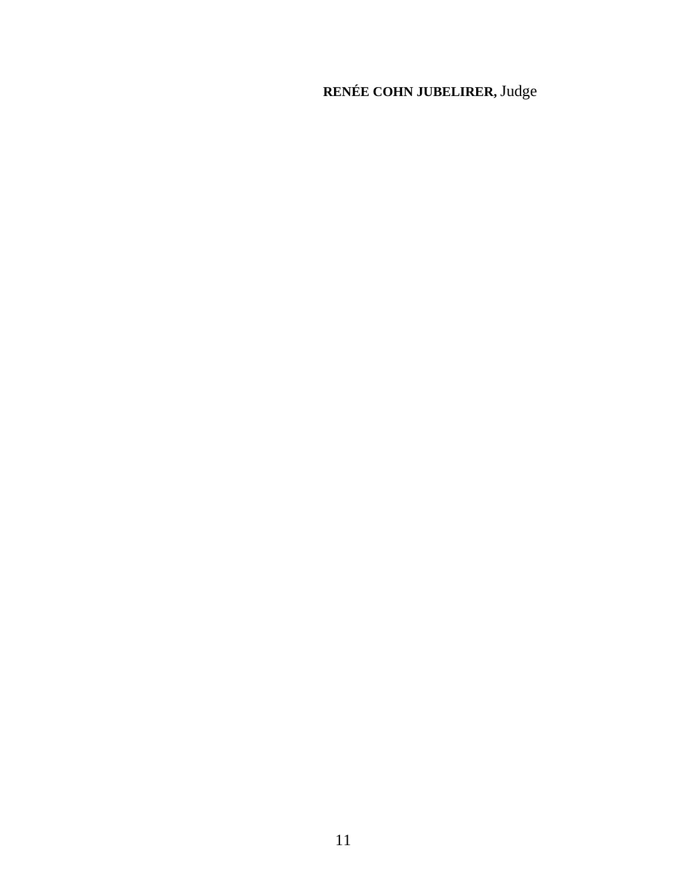**RENÉE COHN JUBELIRER,** Judge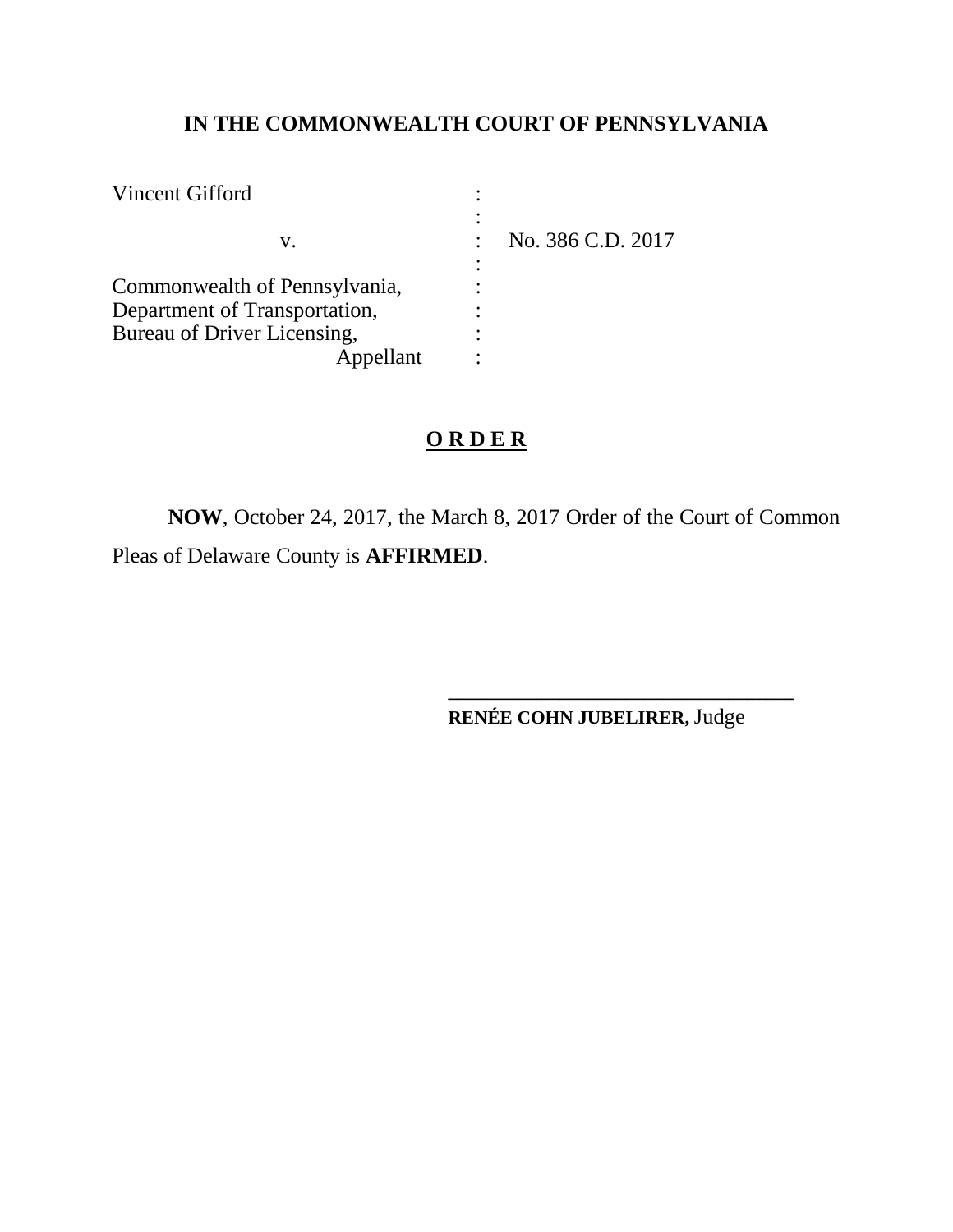**IN THE COMMONWEALTH COURT OF PENNSYLVANIA**

Vincent Gifford :
:
v. : No. 386 C.D. 2017
:
Commonwealth of Pennsylvania, :
Department of Transportation, :
Bureau of Driver Licensing, :
Appellant :

**O R D E R**

**NOW**, October 24, 2017, the March 8, 2017 Order of the Court of Common Pleas of Delaware County is **AFFIRMED**.

________________________________
**RENÉE COHN JUBELIRER,** Judge